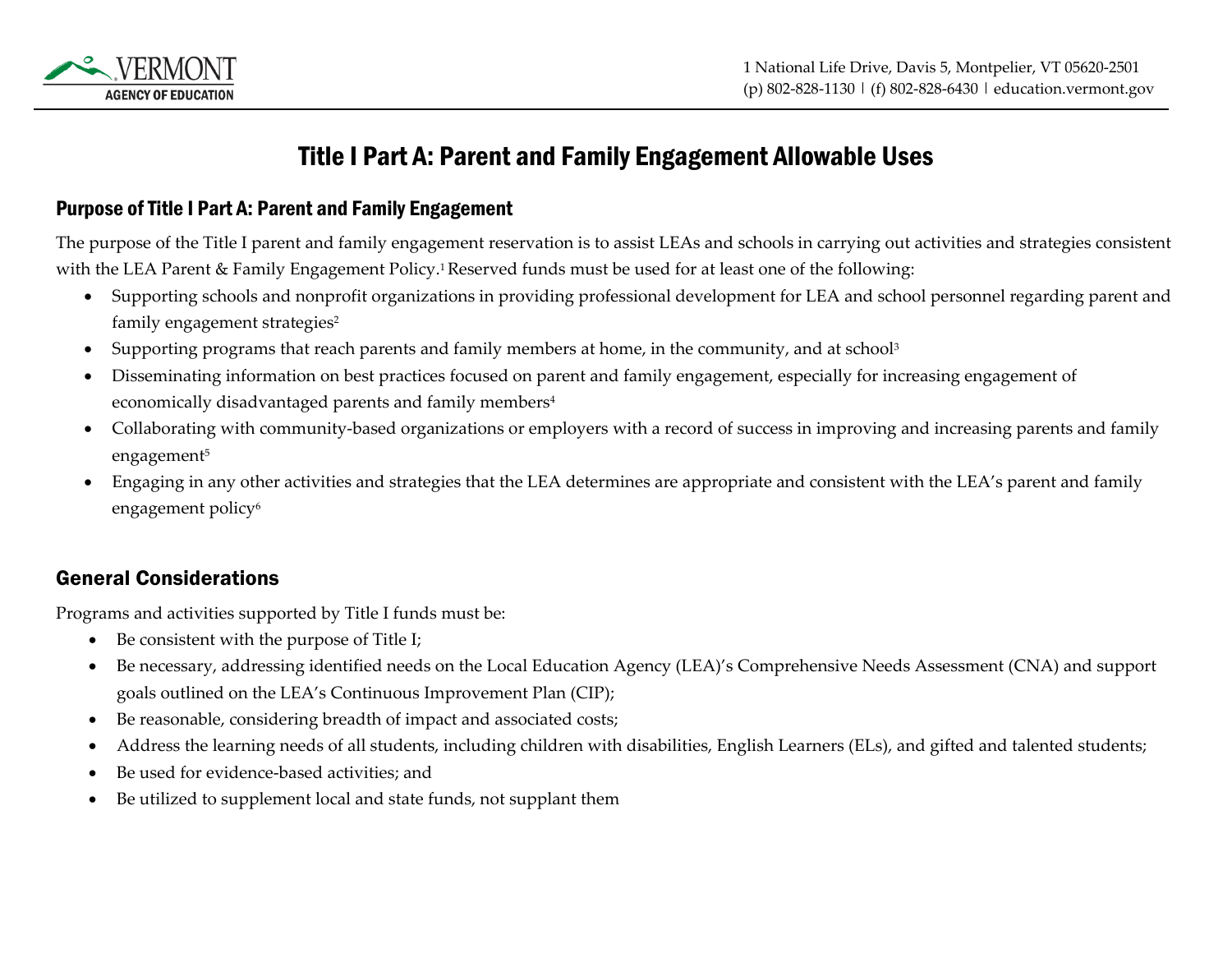1 National Life Drive, Davis 5, Montpelier, VT 05620-2501
(p) 802-828-1130 | (f) 802-828-6430 | education.vermont.gov

# Title I Part A: Parent and Family Engagement Allowable Uses

## Purpose of Title I Part A: Parent and Family Engagement

The purpose of the Title I parent and family engagement reservation is to assist LEAs and schools in carrying out activities and strategies consistent with the LEA Parent & Family Engagement Policy.[1] Reserved funds must be used for at least one of the following:

- Supporting schools and nonprofit organizations in providing professional development for LEA and school personnel regarding parent and family engagement strategies[2]
- Supporting programs that reach parents and family members at home, in the community, and at school[3]
- Disseminating information on best practices focused on parent and family engagement, especially for increasing engagement of economically disadvantaged parents and family members[4]
- Collaborating with community-based organizations or employers with a record of success in improving and increasing parents and family engagement[5]
- Engaging in any other activities and strategies that the LEA determines are appropriate and consistent with the LEA's parent and family engagement policy[6]

## General Considerations

Programs and activities supported by Title I funds must be:

- Be consistent with the purpose of Title I;
- Be necessary, addressing identified needs on the Local Education Agency (LEA)'s Comprehensive Needs Assessment (CNA) and support goals outlined on the LEA's Continuous Improvement Plan (CIP);
- Be reasonable, considering breadth of impact and associated costs;
- Address the learning needs of all students, including children with disabilities, English Learners (ELs), and gifted and talented students;
- Be used for evidence-based activities; and
- Be utilized to supplement local and state funds, not supplant them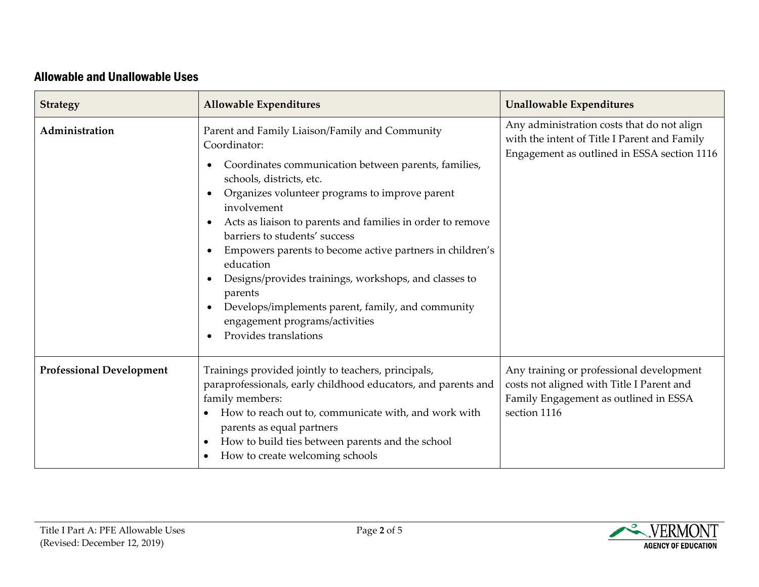## Allowable and Unallowable Uses

| Strategy | Allowable Expenditures | Unallowable Expenditures |
| --- | --- | --- |
| **Administration** | Parent and Family Liaison/Family and Community Coordinator:<br>• Coordinates communication between parents, families, schools, districts, etc.<br>• Organizes volunteer programs to improve parent involvement<br>• Acts as liaison to parents and families in order to remove barriers to students' success<br>• Empowers parents to become active partners in children's education<br>• Designs/provides trainings, workshops, and classes to parents<br>• Develops/implements parent, family, and community engagement programs/activities<br>• Provides translations | Any administration costs that do not align with the intent of Title I Parent and Family Engagement as outlined in ESSA section 1116 |
| **Professional Development** | Trainings provided jointly to teachers, principals, paraprofessionals, early childhood educators, and parents and family members:<br>• How to reach out to, communicate with, and work with parents as equal partners<br>• How to build ties between parents and the school<br>• How to create welcoming schools | Any training or professional development costs not aligned with Title I Parent and Family Engagement as outlined in ESSA section 1116 |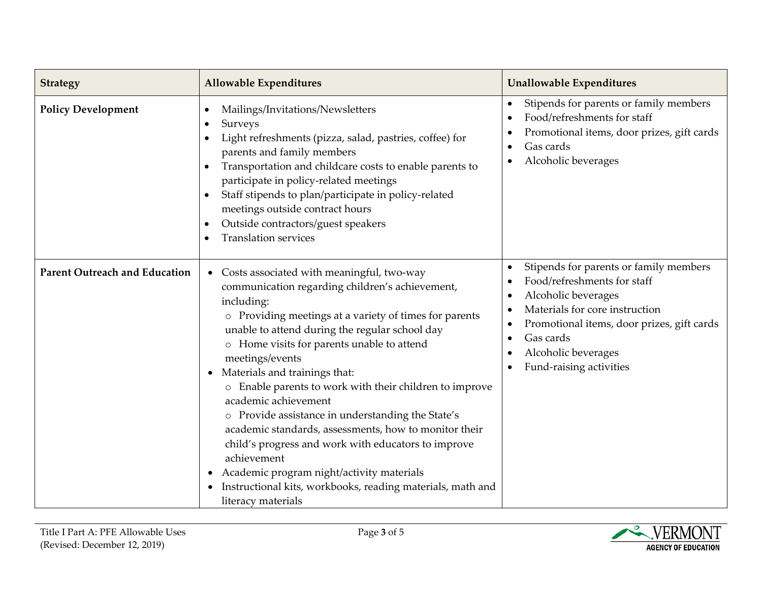| Strategy | Allowable Expenditures | Unallowable Expenditures |
|---|---|---|
| **Policy Development** | • Mailings/Invitations/Newsletters<br>• Surveys<br>• Light refreshments (pizza, salad, pastries, coffee) for parents and family members<br>• Transportation and childcare costs to enable parents to participate in policy-related meetings<br>• Staff stipends to plan/participate in policy-related meetings outside contract hours<br>• Outside contractors/guest speakers<br>• Translation services | • Stipends for parents or family members<br>• Food/refreshments for staff<br>• Promotional items, door prizes, gift cards<br>• Gas cards<br>• Alcoholic beverages |
| **Parent Outreach and Education** | • Costs associated with meaningful, two-way communication regarding children's achievement, including:<br>  ○ Providing meetings at a variety of times for parents unable to attend during the regular school day<br>  ○ Home visits for parents unable to attend meetings/events<br>• Materials and trainings that:<br>  ○ Enable parents to work with their children to improve academic achievement<br>  ○ Provide assistance in understanding the State's academic standards, assessments, how to monitor their child's progress and work with educators to improve achievement<br>• Academic program night/activity materials<br>• Instructional kits, workbooks, reading materials, math and literacy materials | • Stipends for parents or family members<br>• Food/refreshments for staff<br>• Alcoholic beverages<br>• Materials for core instruction<br>• Promotional items, door prizes, gift cards<br>• Gas cards<br>• Alcoholic beverages<br>• Fund-raising activities |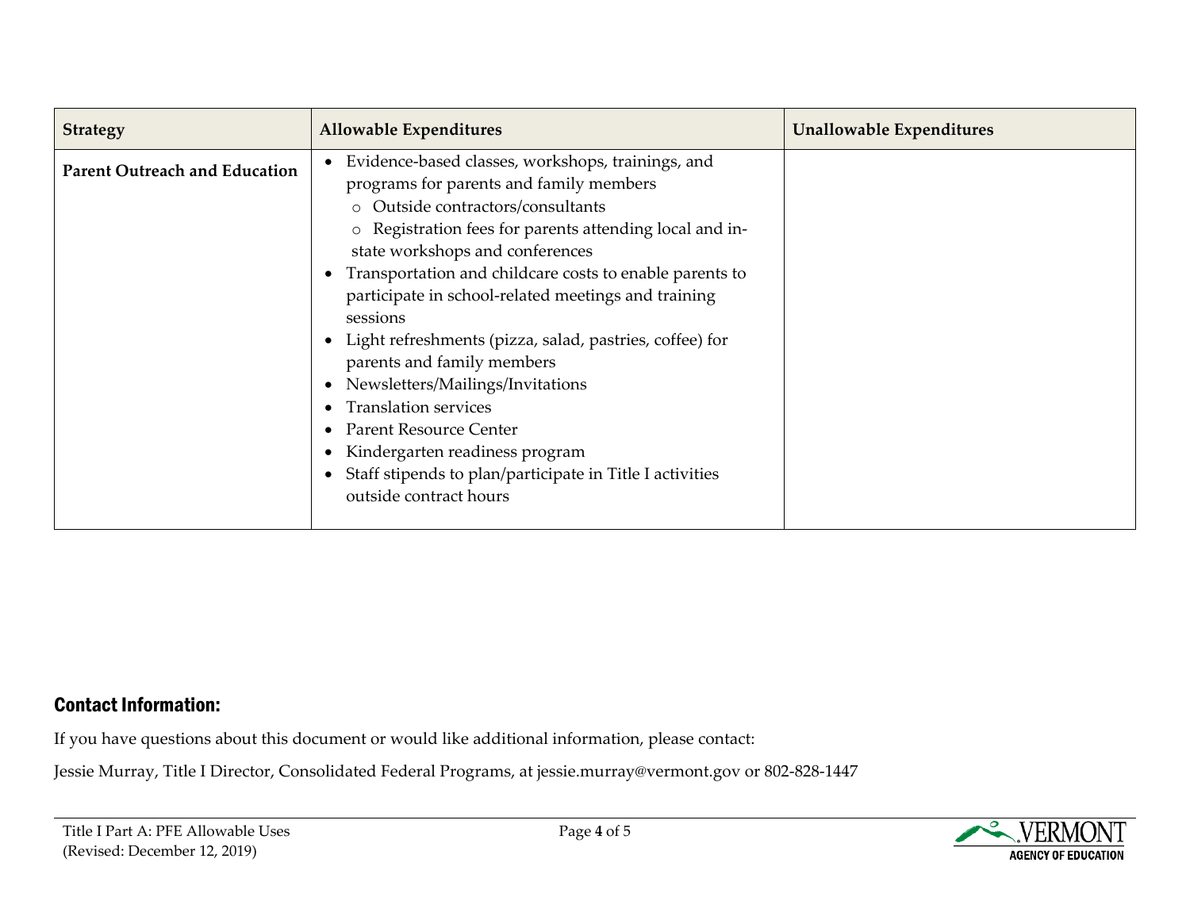| Strategy | Allowable Expenditures | Unallowable Expenditures |
|---|---|---|
| **Parent Outreach and Education** | • Evidence-based classes, workshops, trainings, and programs for parents and family members<br>  ○ Outside contractors/consultants<br>  ○ Registration fees for parents attending local and in-state workshops and conferences<br>• Transportation and childcare costs to enable parents to participate in school-related meetings and training sessions<br>• Light refreshments (pizza, salad, pastries, coffee) for parents and family members<br>• Newsletters/Mailings/Invitations<br>• Translation services<br>• Parent Resource Center<br>• Kindergarten readiness program<br>• Staff stipends to plan/participate in Title I activities outside contract hours | |

## Contact Information:

If you have questions about this document or would like additional information, please contact:

Jessie Murray, Title I Director, Consolidated Federal Programs, at jessie.murray@vermont.gov or 802-828-1447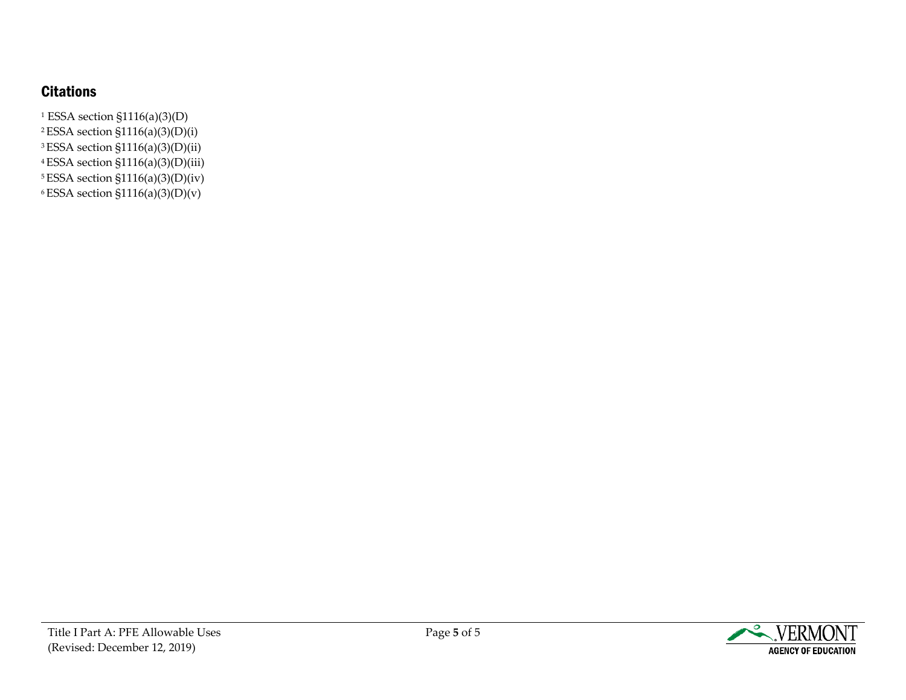## Citations

[1] ESSA section §1116(a)(3)(D)
[2] ESSA section §1116(a)(3)(D)(i)
[3] ESSA section §1116(a)(3)(D)(ii)
[4] ESSA section §1116(a)(3)(D)(iii)
[5] ESSA section §1116(a)(3)(D)(iv)
[6] ESSA section §1116(a)(3)(D)(v)